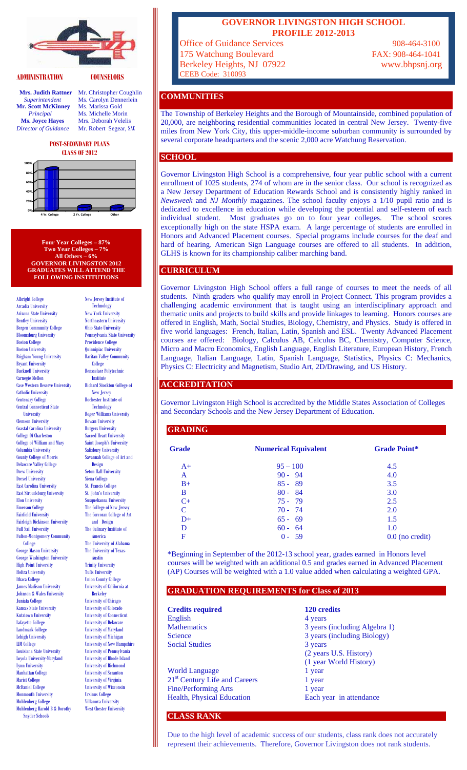# GOVERNOR LIVINGSTON HIGH SCHOOL
## PROFILE 2012-2013

Office of Guidance Services — 908-464-3100
175 Watchung Boulevard — FAX: 908-464-1041
Berkeley Heights, NJ 07922 — www.bhpsnj.org
CEEB Code: 310093

### ADMINISTRATION

**Mrs. Judith Rattner**
*Superintendent*
**Mr. Scott McKinney**
*Principal*
**Ms. Joyce Hayes**
*Director of Guidance*

### COUNSELORS

Mr. Christopher Coughlin
Ms. Carolyn Dennerlein
Ms. Marissa Gold
Ms. Michelle Morin
Mrs. Deborah Velelis
Mr. Robert Segear, SAC

### POST-SECONDARY PLANS CLASS OF 2012

**Four Year Colleges – 87%**
**Two Year Colleges – 7%**
**All Others – 6%**

**GOVERNOR LIVINGSTON 2012 GRADUATES WILL ATTEND THE FOLLOWING INSTITUTIONS**

Albright College
Arcadia University
Arizona State University
Bentley University
Bergen Community College
Bloomsburg University
Boston College
Boston University
Brigham Young University
Bryant University
Bucknell University
Carnegie Mellon
Case Western Reserve University
Catholic University
Centenary College
Central Connecticut State University
Clemson University
Coastal Carolina University
College Of Charleston
College of William and Mary
Columbia University
County College of Morris
Delaware Valley College
Drew University
Drexel University
East Carolina University
East Stroudsburg University
Elon University
Emerson College
Fairfield University
Fairleigh Dickinson University
Full Sail University
Fulton-Montgomery Community College
George Mason University
George Washington University
High Point University
Hofstra University
Ithaca College
James Madison University
Johnson & Wales University
Juniata College
Kansas State University
Kutztown University
Lafayette College
Landmark College
Lehigh University
LIM College
Louisiana State University
Loyola University-Maryland
Lynn University
Manhattan College
Marist College
McDaniel College
Monmouth University
Muhlenberg College
Muhlenberg Harold B & Dorothy Snyder Schools
New Jersey Institute of Technology
New York University
Northeastern University
Ohio State University
Pennsylvania State University
Providence College
Quinnipiac University
Raritan Valley Community College
Rensselaer Polytechnic Institute
Richard Stockton College of New Jersey
Rochester Institute of Technology
Roger Williams University
Rowan University
Rutgers University
Sacred Heart University
Saint Joseph's University
Salisbury University
Savannah College of Art and Design
Seton Hall University
Siena College
St. Francis College
St. John's University
Susquehanna University
The College of New Jersey
The Corcoran College of Art and Design
The Culinary Institute of America
The University of Alabama
The University of Texas-Austin
Trinity University
Tufts University
Union County College
University of California at Berkeley
University of Chicago
University of Colorado
University of Connecticut
University of Delaware
University of Maryland
University of Michigan
University of New Hampshire
University of Pennsylvania
University of Rhode Island
University of Richmond
University of Scranton
University of Virginia
University of Wisconsin
Ursinus College
Villanova University
West Chester University

## COMMUNITIES

The Township of Berkeley Heights and the Borough of Mountainside, combined population of 20,000, are neighboring residential communities located in central New Jersey. Twenty-five miles from New York City, this upper-middle-income suburban community is surrounded by several corporate headquarters and the scenic 2,000 acre Watchung Reservation.

## SCHOOL

Governor Livingston High School is a comprehensive, four year public school with a current enrollment of 1025 students, 274 of whom are in the senior class. Our school is recognized as a New Jersey Department of Education Rewards School and is consistently highly ranked in *Newsweek* and *NJ Monthly* magazines. The school faculty enjoys a 1/10 pupil ratio and is dedicated to excellence in education while developing the potential and self-esteem of each individual student. Most graduates go on to four year colleges. The school scores exceptionally high on the state HSPA exam. A large percentage of students are enrolled in Honors and Advanced Placement courses. Special programs include courses for the deaf and hard of hearing. American Sign Language courses are offered to all students. In addition, GLHS is known for its championship caliber marching band.

## CURRICULUM

Governor Livingston High School offers a full range of courses to meet the needs of all students. Ninth graders who qualify may enroll in Project Connect. This program provides a challenging academic environment that is taught using an interdisciplinary approach and thematic units and projects to build skills and provide linkages to learning. Honors courses are offered in English, Math, Social Studies, Biology, Chemistry, and Physics. Study is offered in five world languages: French, Italian, Latin, Spanish and ESL. Twenty Advanced Placement courses are offered: Biology, Calculus AB, Calculus BC, Chemistry, Computer Science, Micro and Macro Economics, English Language, English Literature, European History, French Language, Italian Language, Latin, Spanish Language, Statistics, Physics C: Mechanics, Physics C: Electricity and Magnetism, Studio Art, 2D/Drawing, and US History.

## ACCREDITATION

Governor Livingston High School is accredited by the Middle States Association of Colleges and Secondary Schools and the New Jersey Department of Education.

## GRADING

| Grade | Numerical Equivalent | Grade Point* |
|---|---|---|
| A+ | 95 – 100 | 4.5 |
| A | 90 - 94 | 4.0 |
| B+ | 85 - 89 | 3.5 |
| B | 80 - 84 | 3.0 |
| C+ | 75 - 79 | 2.5 |
| C | 70 - 74 | 2.0 |
| D+ | 65 - 69 | 1.5 |
| D | 60 - 64 | 1.0 |
| F | 0 - 59 | 0.0 (no credit) |

*Beginning in September of the 2012-13 school year, grades earned in Honors level courses will be weighted with an additional 0.5 and grades earned in Advanced Placement (AP) Courses will be weighted with a 1.0 value added when calculating a weighted GPA.

## GRADUATION REQUIREMENTS for Class of 2013

| **Credits required** | **120 credits** |
|---|---|
| English | 4 years |
| Mathematics | 3 years (including Algebra 1) |
| Science | 3 years (including Biology) |
| Social Studies | 3 years (2 years U.S. History) (1 year World History) |
| World Language | 1 year |
| 21st Century Life and Careers | 1 year |
| Fine/Performing Arts | 1 year |
| Health, Physical Education | Each year in attendance |

## CLASS RANK

Due to the high level of academic success of our students, class rank does not accurately represent their achievements. Therefore, Governor Livingston does not rank students.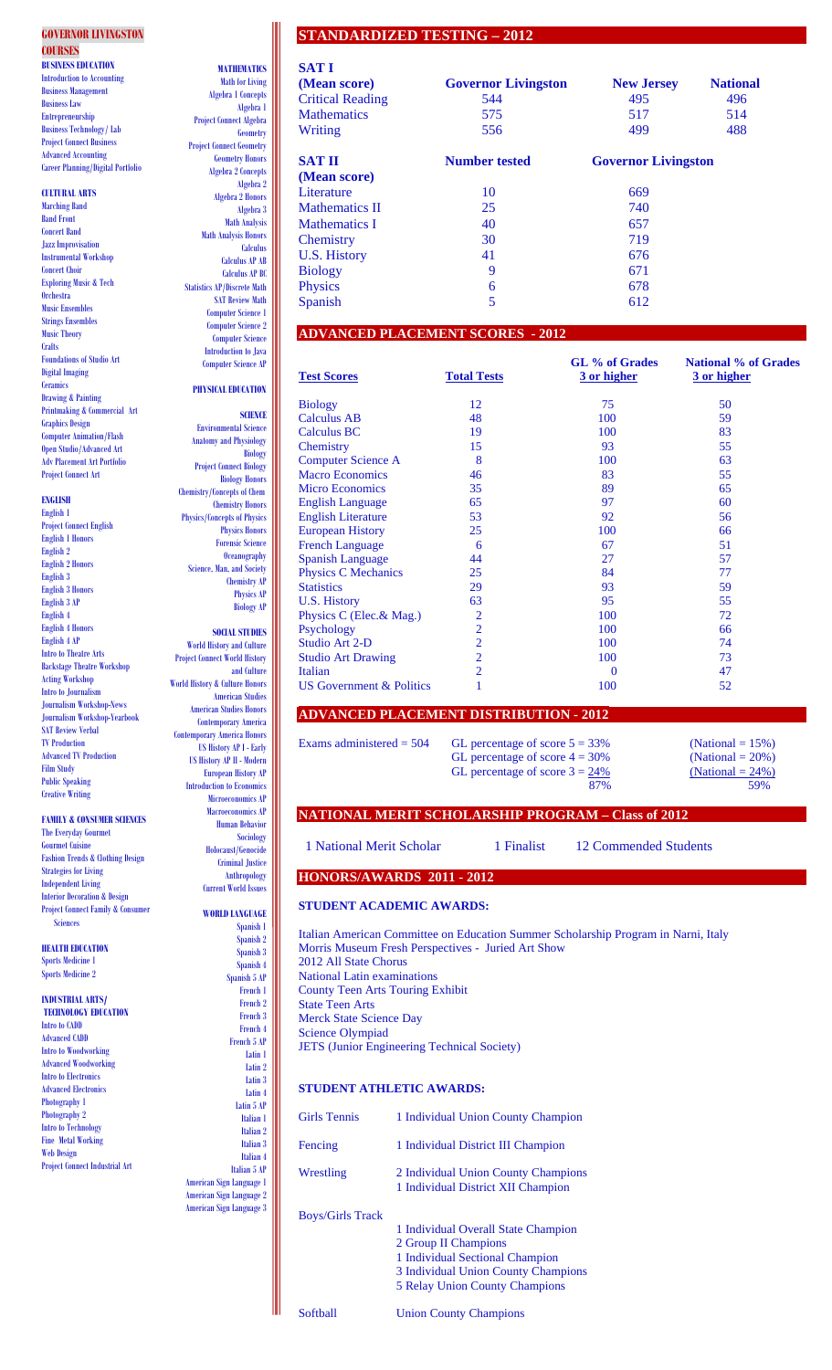## GOVERNOR LIVINGSTON COURSES

**BUSINESS EDUCATION**
Introduction to Accounting
Business Management
Business Law
Entrepreneurship
Business Technology/ Lab
Project Connect Business
Advanced Accounting
Career Planning/Digital Portfolio

**CULTURAL ARTS**
Marching Band
Band Front
Concert Band
Jazz Improvisation
Instrumental Workshop
Concert Choir
Exploring Music & Tech
Orchestra
Music Ensembles
Strings Ensembles
Music Theory
Crafts
Foundations of Studio Art
Digital Imaging
Ceramics
Drawing & Painting
Printmaking & Commercial Art
Graphics Design
Computer Animation/Flash
Open Studio/Advanced Art
Adv Placement Art Portfolio
Project Connect Art

**ENGLISH**
English 1
Project Connect English
English 1 Honors
English 2
English 2 Honors
English 3
English 3 Honors
English 3 AP
English 4
English 4 Honors
English 4 AP
Intro to Theatre Arts
Backstage Theatre Workshop
Acting Workshop
Intro to Journalism
Journalism Workshop-News
Journalism Workshop-Yearbook
SAT Review Verbal
TV Production
Advanced TV Production
Film Study
Public Speaking
Creative Writing

**FAMILY & CONSUMER SCIENCES**
The Everyday Gourmet
Gourmet Cuisine
Fashion Trends & Clothing Design
Strategies for Living
Independent Living
Interior Decoration & Design
Project Connect Family & Consumer Sciences

**HEALTH EDUCATION**
Sports Medicine 1
Sports Medicine 2

**INDUSTRIAL ARTS/ TECHNOLOGY EDUCATION**
Intro to CADD
Advanced CADD
Intro to Woodworking
Advanced Woodworking
Intro to Electronics
Advanced Electronics
Photography 1
Photography 2
Intro to Technology
Fine Metal Working
Web Design
Project Connect Industrial Art

**MATHEMATICS**
Math for Living
Algebra 1 Concepts
Algebra 1
Project Connect Algebra
Geometry
Project Connect Geometry
Geometry Honors
Algebra 2 Concepts
Algebra 2
Algebra 2 Honors
Algebra 3
Math Analysis
Math Analysis Honors
Calculus
Calculus AP AB
Calculus AP BC
Statistics AP/Discrete Math
SAT Review Math
Computer Science 1
Computer Science 2
Computer Science
Introduction to Java
Computer Science AP

**PHYSICAL EDUCATION**

**SCIENCE**
Environmental Science
Anatomy and Physiology
Biology
Project Connect Biology
Biology Honors
Chemistry/Concepts of Chem
Chemistry Honors
Physics/Concepts of Physics
Physics Honors
Forensic Science
Oceanography
Science, Man, and Society
Chemistry AP
Physics AP
Biology AP

**SOCIAL STUDIES**
World History and Culture
Project Connect World History and Culture
World History & Culture Honors
American Studies
American Studies Honors
Contemporary America
Contemporary America Honors
US History AP I - Early
US History AP II - Modern
European History AP
Introduction to Economics
Microeconomics AP
Macroeconomics AP
Human Behavior
Sociology
Holocaust/Genocide
Criminal Justice
Anthropology
Current World Issues

**WORLD LANGUAGE**
Spanish 1
Spanish 2
Spanish 3
Spanish 4
Spanish 5 AP
French 1
French 2
French 3
French 4
French 5 AP
Latin 1
Latin 2
Latin 3
Latin 4
Latin 5 AP
Italian 1
Italian 2
Italian 3
Italian 4
Italian 5 AP
American Sign Language 1
American Sign Language 2
American Sign Language 3

## STANDARDIZED TESTING – 2012

| SAT I (Mean score) | Governor Livingston | New Jersey | National |
|---|---|---|---|
| Critical Reading | 544 | 495 | 496 |
| Mathematics | 575 | 517 | 514 |
| Writing | 556 | 499 | 488 |

| SAT II (Mean score) | Number tested | Governor Livingston |
|---|---|---|
| Literature | 10 | 669 |
| Mathematics II | 25 | 740 |
| Mathematics I | 40 | 657 |
| Chemistry | 30 | 719 |
| U.S. History | 41 | 676 |
| Biology | 9 | 671 |
| Physics | 6 | 678 |
| Spanish | 5 | 612 |

## ADVANCED PLACEMENT SCORES - 2012

| Test Scores | Total Tests | GL % of Grades 3 or higher | National % of Grades 3 or higher |
|---|---|---|---|
| Biology | 12 | 75 | 50 |
| Calculus AB | 48 | 100 | 59 |
| Calculus BC | 19 | 100 | 83 |
| Chemistry | 15 | 93 | 55 |
| Computer Science A | 8 | 100 | 63 |
| Macro Economics | 46 | 83 | 55 |
| Micro Economics | 35 | 89 | 65 |
| English Language | 65 | 97 | 60 |
| English Literature | 53 | 92 | 56 |
| European History | 25 | 100 | 66 |
| French Language | 6 | 67 | 51 |
| Spanish Language | 44 | 27 | 57 |
| Physics C Mechanics | 25 | 84 | 77 |
| Statistics | 29 | 93 | 59 |
| U.S. History | 63 | 95 | 55 |
| Physics C (Elec.& Mag.) | 2 | 100 | 72 |
| Psychology | 2 | 100 | 66 |
| Studio Art 2-D | 2 | 100 | 74 |
| Studio Art Drawing | 2 | 100 | 73 |
| Italian | 2 | 0 | 47 |
| US Government & Politics | 1 | 100 | 52 |

## ADVANCED PLACEMENT DISTRIBUTION - 2012

| | | |
|---|---|---|
| Exams administered = 504 | GL percentage of score 5 = 33% | (National = 15%) |
| | GL percentage of score 4 = 30% | (National = 20%) |
| | GL percentage of score 3 = 24% | (National = 24%) |
| | 87% | 59% |

## NATIONAL MERIT SCHOLARSHIP PROGRAM – Class of 2012

1 National Merit Scholar  1 Finalist  12 Commended Students

## HONORS/AWARDS 2011 - 2012

### STUDENT ACADEMIC AWARDS:

Italian American Committee on Education Summer Scholarship Program in Narni, Italy
Morris Museum Fresh Perspectives - Juried Art Show
2012 All State Chorus
National Latin examinations
County Teen Arts Touring Exhibit
State Teen Arts
Merck State Science Day
Science Olympiad
JETS (Junior Engineering Technical Society)

### STUDENT ATHLETIC AWARDS:

| | |
|---|---|
| Girls Tennis | 1 Individual Union County Champion |
| Fencing | 1 Individual District III Champion |
| Wrestling | 2 Individual Union County Champions<br>1 Individual District XII Champion |
| Boys/Girls Track | 1 Individual Overall State Champion<br>2 Group II Champions<br>1 Individual Sectional Champion<br>3 Individual Union County Champions<br>5 Relay Union County Champions |
| Softball | Union County Champions |